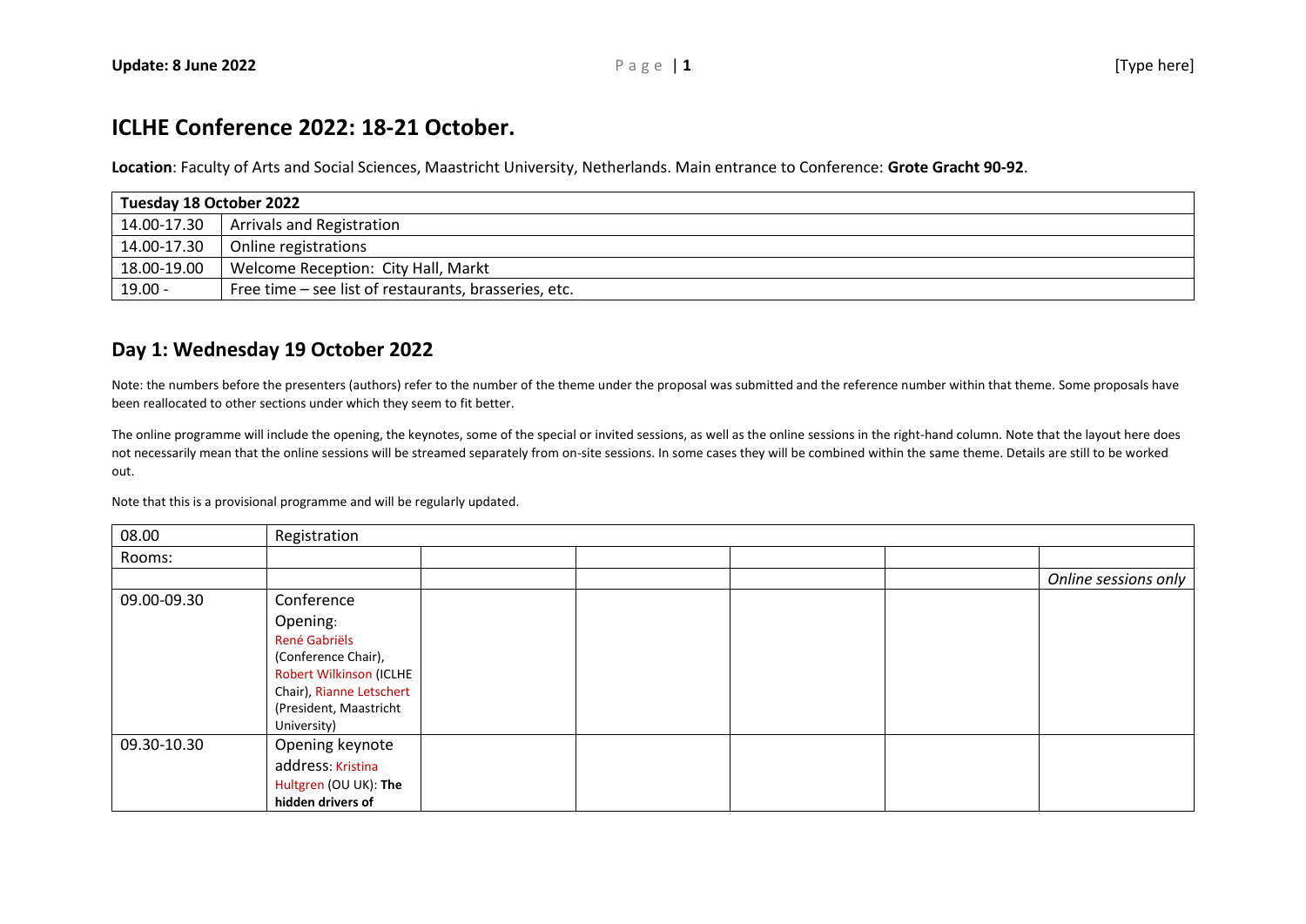# ICLHE Conference 2022: 18-21 October.

**Location**: Faculty of Arts and Social Sciences, Maastricht University, Netherlands. Main entrance to Conference: **Grote Gracht 90-92**.

| Tuesday 18 October 2022 | |
|---|---|
| 14.00-17.30 | Arrivals and Registration |
| 14.00-17.30 | Online registrations |
| 18.00-19.00 | Welcome Reception: City Hall, Markt |
| 19.00 - | Free time – see list of restaurants, brasseries, etc. |

## Day 1: Wednesday 19 October 2022

Note: the numbers before the presenters (authors) refer to the number of the theme under the proposal was submitted and the reference number within that theme. Some proposals have been reallocated to other sections under which they seem to fit better.

The online programme will include the opening, the keynotes, some of the special or invited sessions, as well as the online sessions in the right-hand column. Note that the layout here does not necessarily mean that the online sessions will be streamed separately from on-site sessions. In some cases they will be combined within the same theme. Details are still to be worked out.

Note that this is a provisional programme and will be regularly updated.

| 08.00 | Registration | | | | | |
|---|---|---|---|---|---|---|
| Rooms: | | | | | | |
| | | | | | | *Online sessions only* |
| 09.00-09.30 | Conference Opening: René Gabriëls (Conference Chair), Robert Wilkinson (ICLHE Chair), Rianne Letschert (President, Maastricht University) | | | | | |
| 09.30-10.30 | Opening keynote address: Kristina Hultgren (OU UK): **The hidden drivers of** | | | | | |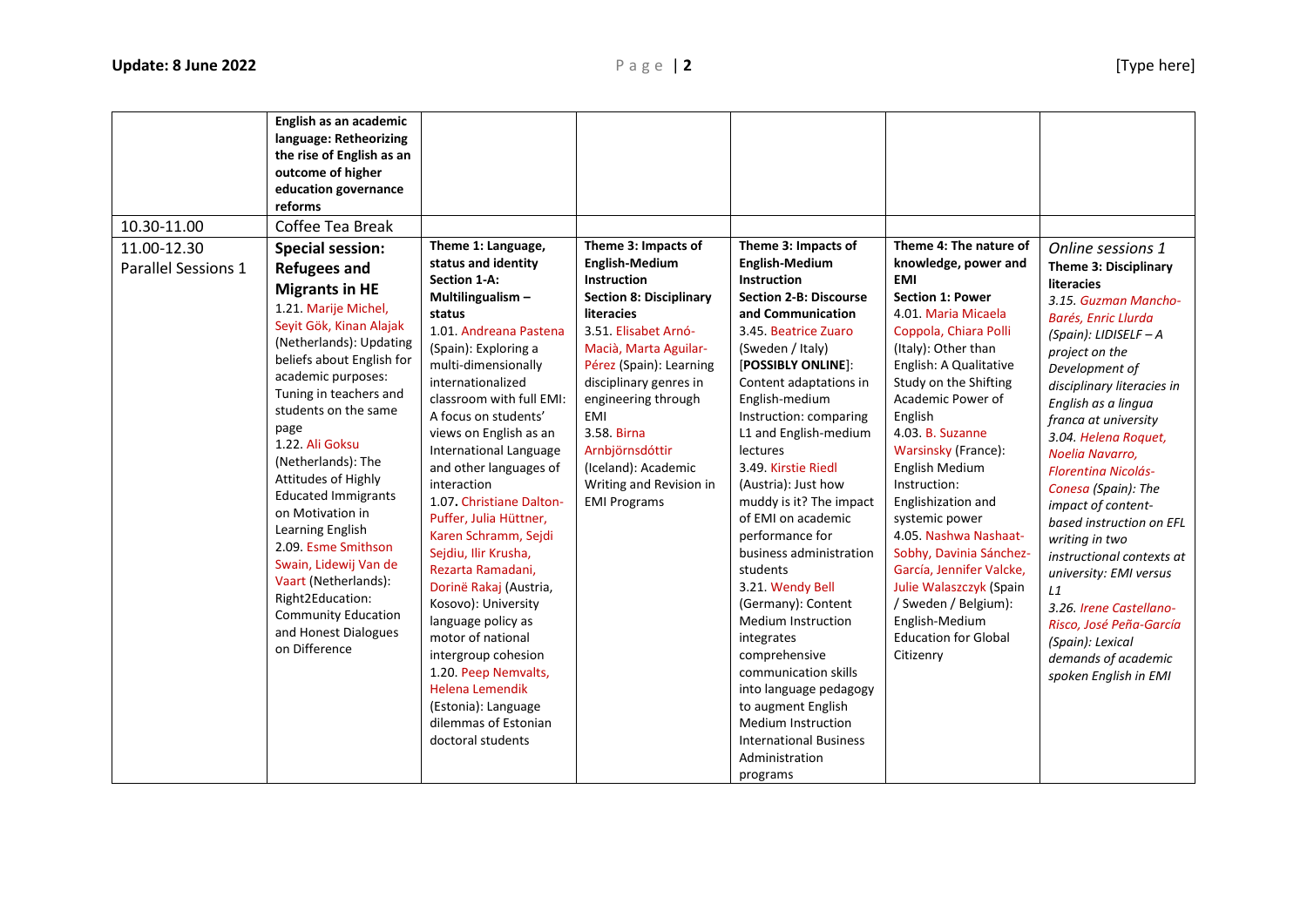| | | | | | | |
|---|---|---|---|---|---|---|
| | **English as an academic language: Retheorizing the rise of English as an outcome of higher education governance reforms** | | | | | |
| 10.30-11.00 | Coffee Tea Break | | | | | |
| 11.00-12.30 Parallel Sessions 1 | **Special session: Refugees and Migrants in HE** 1.21. Marije Michel, Seyit Gök, Kinan Alajak (Netherlands): Updating beliefs about English for academic purposes: Tuning in teachers and students on the same page 1.22. Ali Goksu (Netherlands): The Attitudes of Highly Educated Immigrants on Motivation in Learning English 2.09. Esme Smithson Swain, Lidewij Van de Vaart (Netherlands): Right2Education: Community Education and Honest Dialogues on Difference | **Theme 1: Language, status and identity Section 1-A: Multilingualism – status** 1.01. Andreana Pastena (Spain): Exploring a multi-dimensionally internationalized classroom with full EMI: A focus on students' views on English as an International Language and other languages of interaction 1.07. Christiane Dalton-Puffer, Julia Hüttner, Karen Schramm, Sejdi Sejdiu, Ilir Krusha, Rezarta Ramadani, Dorinë Rakaj (Austria, Kosovo): University language policy as motor of national intergroup cohesion 1.20. Peep Nemvalts, Helena Lemendik (Estonia): Language dilemmas of Estonian doctoral students | **Theme 3: Impacts of English-Medium Instruction Section 8: Disciplinary literacies** 3.51. Elisabet Arnó-Macià, Marta Aguilar-Pérez (Spain): Learning disciplinary genres in engineering through EMI 3.58. Birna Arnbjörnsdóttir (Iceland): Academic Writing and Revision in EMI Programs | **Theme 3: Impacts of English-Medium Instruction Section 2-B: Discourse and Communication** 3.45. Beatrice Zuaro (Sweden / Italy) [**POSSIBLY ONLINE**]: Content adaptations in English-medium Instruction: comparing L1 and English-medium lectures 3.49. Kirstie Riedl (Austria): Just how muddy is it? The impact of EMI on academic performance for business administration students 3.21. Wendy Bell (Germany): Content Medium Instruction integrates comprehensive communication skills into language pedagogy to augment English Medium Instruction International Business Administration programs | **Theme 4: The nature of knowledge, power and EMI Section 1: Power** 4.01. Maria Micaela Coppola, Chiara Polli (Italy): Other than English: A Qualitative Study on the Shifting Academic Power of English 4.03. B. Suzanne Warsinsky (France): English Medium Instruction: Englishization and systemic power 4.05. Nashwa Nashaat-Sobhy, Davinia Sánchez-García, Jennifer Valcke, Julie Walaszczyk (Spain / Sweden / Belgium): English-Medium Education for Global Citizenry | *Online sessions 1* ***Theme 3: Disciplinary literacies*** *3.15. Guzman Mancho-Barés, Enric Llurda (Spain): LIDISELF – A project on the Development of disciplinary literacies in English as a lingua franca at university* *3.04. Helena Roquet, Noelia Navarro, Florentina Nicolás-Conesa (Spain): The impact of content-based instruction on EFL writing in two instructional contexts at university: EMI versus L1* *3.26. Irene Castellano-Risco, José Peña-García (Spain): Lexical demands of academic spoken English in EMI* |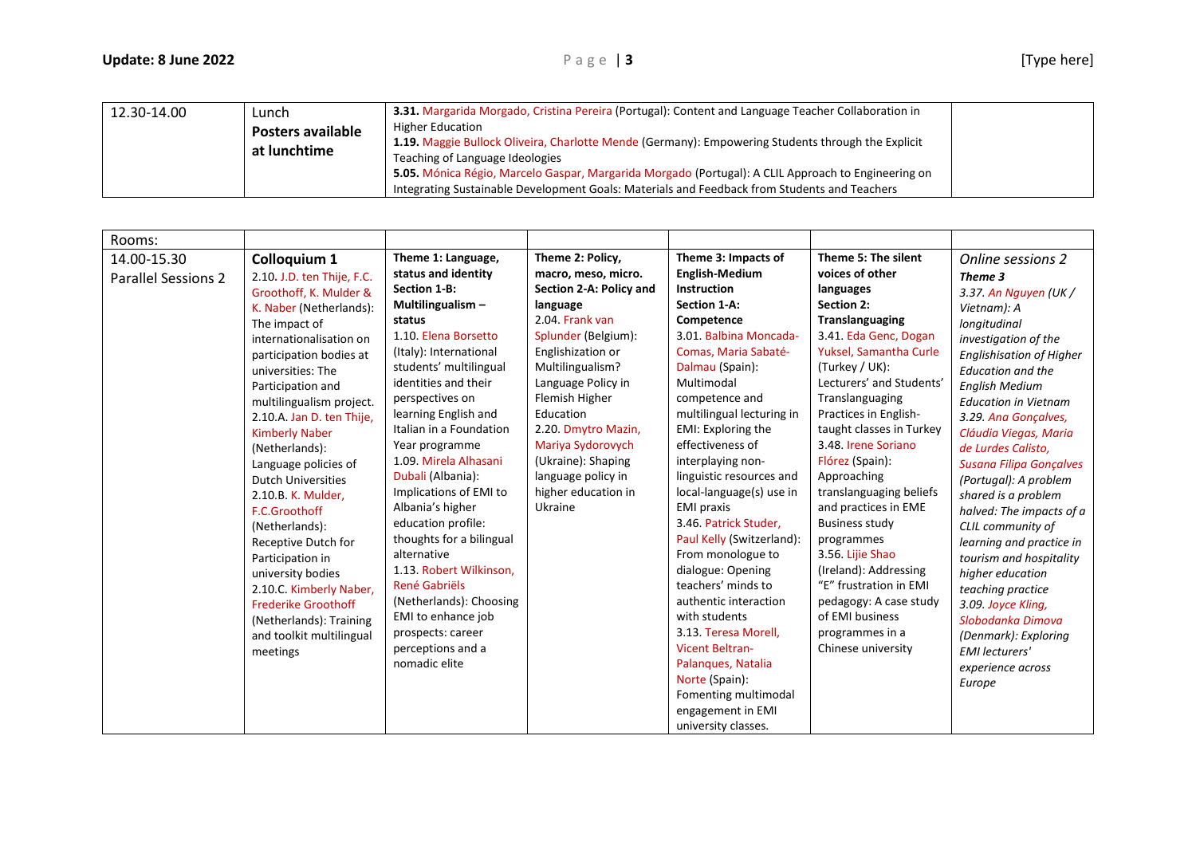| 12.30-14.00 | Lunch<br>**Posters available at lunchtime** | **3.31.** Margarida Morgado, Cristina Pereira (Portugal): Content and Language Teacher Collaboration in Higher Education<br>**1.19.** Maggie Bullock Oliveira, Charlotte Mende (Germany): Empowering Students through the Explicit Teaching of Language Ideologies<br>**5.05.** Mónica Régio, Marcelo Gaspar, Margarida Morgado (Portugal): A CLIL Approach to Engineering on Integrating Sustainable Development Goals: Materials and Feedback from Students and Teachers | |
|---|---|---|---|

| Rooms: | | | | | | |
|---|---|---|---|---|---|---|
| 14.00-15.30<br>Parallel Sessions 2 | **Colloquium 1**<br>2.10. J.D. ten Thije, F.C. Groothoff, K. Mulder & K. Naber (Netherlands): The impact of internationalisation on participation bodies at universities: The Participation and multilingualism project.<br>2.10.A. Jan D. ten Thije, Kimberly Naber (Netherlands): Language policies of Dutch Universities<br>2.10.B. K. Mulder, F.C.Groothoff (Netherlands): Receptive Dutch for Participation in university bodies<br>2.10.C. Kimberly Naber, Frederike Groothoff (Netherlands): Training and toolkit multilingual meetings | **Theme 1: Language, status and identity**<br>**Section 1-B: Multilingualism – status**<br>1.10. Elena Borsetto (Italy): International students' multilingual identities and their perspectives on learning English and Italian in a Foundation Year programme<br>1.09. Mirela Alhasani Dubali (Albania): Implications of EMI to Albania's higher education profile: thoughts for a bilingual alternative<br>1.13. Robert Wilkinson, René Gabriëls (Netherlands): Choosing EMI to enhance job prospects: career perceptions and a nomadic elite | **Theme 2: Policy, macro, meso, micro.**<br>**Section 2-A: Policy and language**<br>2.04. Frank van Splunder (Belgium): Englishization or Multilingualism? Language Policy in Flemish Higher Education<br>2.20. Dmytro Mazin, Mariya Sydorovych (Ukraine): Shaping language policy in higher education in Ukraine | **Theme 3: Impacts of English-Medium Instruction**<br>**Section 1-A: Competence**<br>3.01. Balbina Moncada-Comas, Maria Sabaté-Dalmau (Spain): Multimodal competence and multilingual lecturing in EMI: Exploring the effectiveness of interplaying non-linguistic resources and local-language(s) use in EMI praxis<br>3.46. Patrick Studer, Paul Kelly (Switzerland): From monologue to dialogue: Opening teachers' minds to authentic interaction with students<br>3.13. Teresa Morell, Vicent Beltran-Palanques, Natalia Norte (Spain): Fomenting multimodal engagement in EMI university classes. | **Theme 5: The silent voices of other languages**<br>**Section 2: Translanguaging**<br>3.41. Eda Genc, Dogan Yuksel, Samantha Curle (Turkey / UK): Lecturers' and Students' Translanguaging Practices in English-taught classes in Turkey<br>3.48. Irene Soriano Flórez (Spain): Approaching translanguaging beliefs and practices in EME Business study programmes<br>3.56. Lijie Shao (Ireland): Addressing "E" frustration in EMI pedagogy: A case study of EMI business programmes in a Chinese university | *Online sessions 2*<br>***Theme 3***<br>*3.37. An Nguyen (UK / Vietnam): A longitudinal investigation of the Englishisation of Higher Education and the English Medium Education in Vietnam*<br>*3.29. Ana Gonçalves, Cláudia Viegas, Maria de Lurdes Calisto, Susana Filipa Gonçalves (Portugal): A problem shared is a problem halved: The impacts of a CLIL community of learning and practice in tourism and hospitality higher education teaching practice*<br>*3.09. Joyce Kling, Slobodanka Dimova (Denmark): Exploring EMI lecturers' experience across Europe* |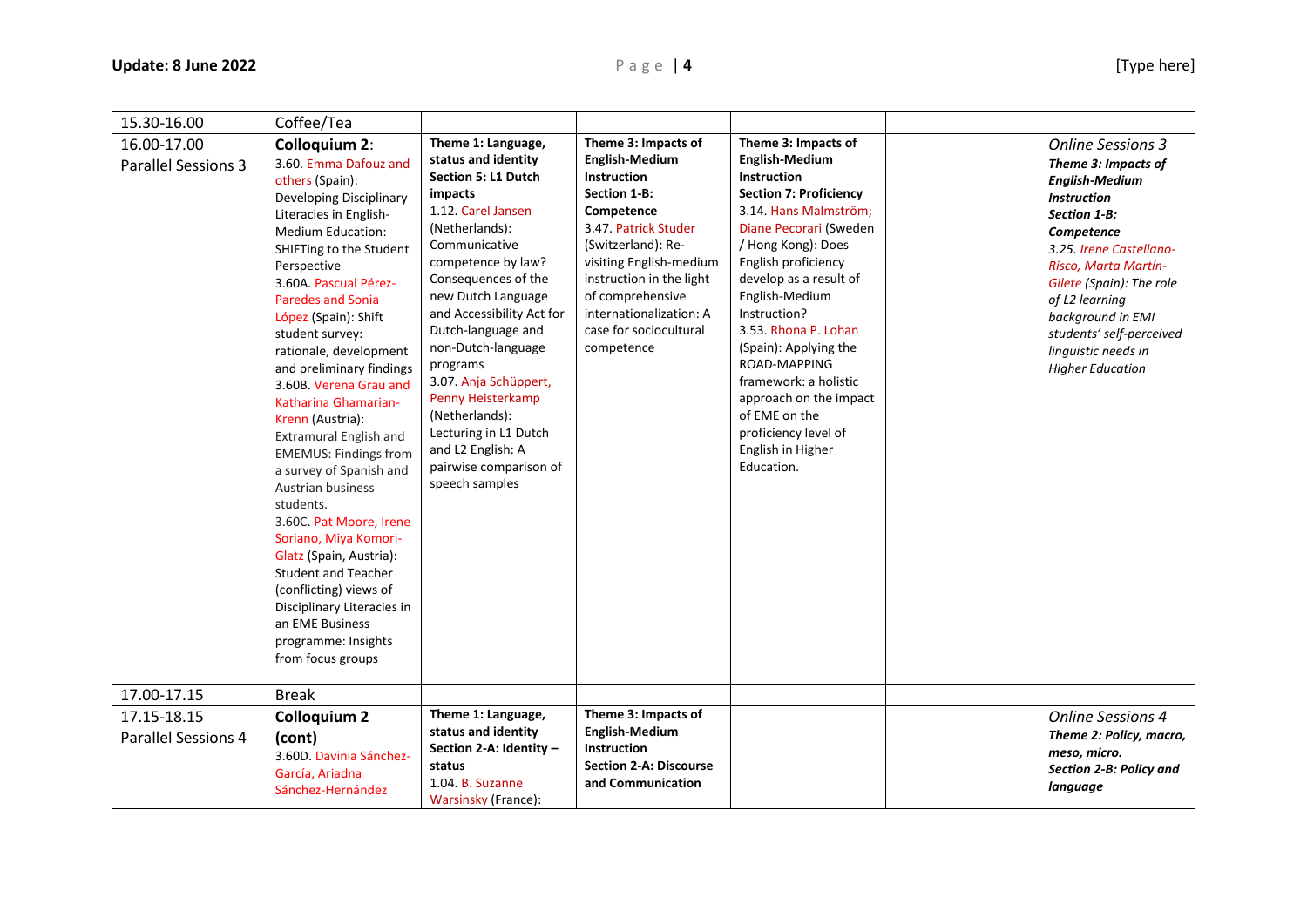| | | | | | | |
|---|---|---|---|---|---|---|
| 15.30-16.00 | Coffee/Tea | | | | | |
| 16.00-17.00 Parallel Sessions 3 | **Colloquium 2**: 3.60. Emma Dafouz and others (Spain): Developing Disciplinary Literacies in English-Medium Education: SHIFTing to the Student Perspective 3.60A. Pascual Pérez-Paredes and Sonia López (Spain): Shift student survey: rationale, development and preliminary findings 3.60B. Verena Grau and Katharina Ghamarian-Krenn (Austria): Extramural English and EMEMUS: Findings from a survey of Spanish and Austrian business students. 3.60C. Pat Moore, Irene Soriano, Miya Komori-Glatz (Spain, Austria): Student and Teacher (conflicting) views of Disciplinary Literacies in an EME Business programme: Insights from focus groups | **Theme 1: Language, status and identity** **Section 5: L1 Dutch impacts** 1.12. Carel Jansen (Netherlands): Communicative competence by law? Consequences of the new Dutch Language and Accessibility Act for Dutch-language and non-Dutch-language programs 3.07. Anja Schüppert, Penny Heisterkamp (Netherlands): Lecturing in L1 Dutch and L2 English: A pairwise comparison of speech samples | **Theme 3: Impacts of English-Medium Instruction** **Section 1-B: Competence** 3.47. Patrick Studer (Switzerland): Re-visiting English-medium instruction in the light of comprehensive internationalization: A case for sociocultural competence | **Theme 3: Impacts of English-Medium Instruction** **Section 7: Proficiency** 3.14. Hans Malmström; Diane Pecorari (Sweden / Hong Kong): Does English proficiency develop as a result of English-Medium Instruction? 3.53. Rhona P. Lohan (Spain): Applying the ROAD-MAPPING framework: a holistic approach on the impact of EME on the proficiency level of English in Higher Education. | | *Online Sessions 3* ***Theme 3: Impacts of English-Medium Instruction*** ***Section 1-B: Competence*** *3.25. Irene Castellano-Risco, Marta Martín-Gilete (Spain): The role of L2 learning background in EMI students' self-perceived linguistic needs in Higher Education* |
| 17.00-17.15 | Break | | | | | |
| 17.15-18.15 Parallel Sessions 4 | **Colloquium 2 (cont)** 3.60D. Davinia Sánchez-García, Ariadna Sánchez-Hernández | **Theme 1: Language, status and identity** **Section 2-A: Identity – status** 1.04. B. Suzanne Warsinsky (France): | **Theme 3: Impacts of English-Medium Instruction** **Section 2-A: Discourse and Communication** | | | *Online Sessions 4* ***Theme 2: Policy, macro, meso, micro.*** ***Section 2-B: Policy and language*** |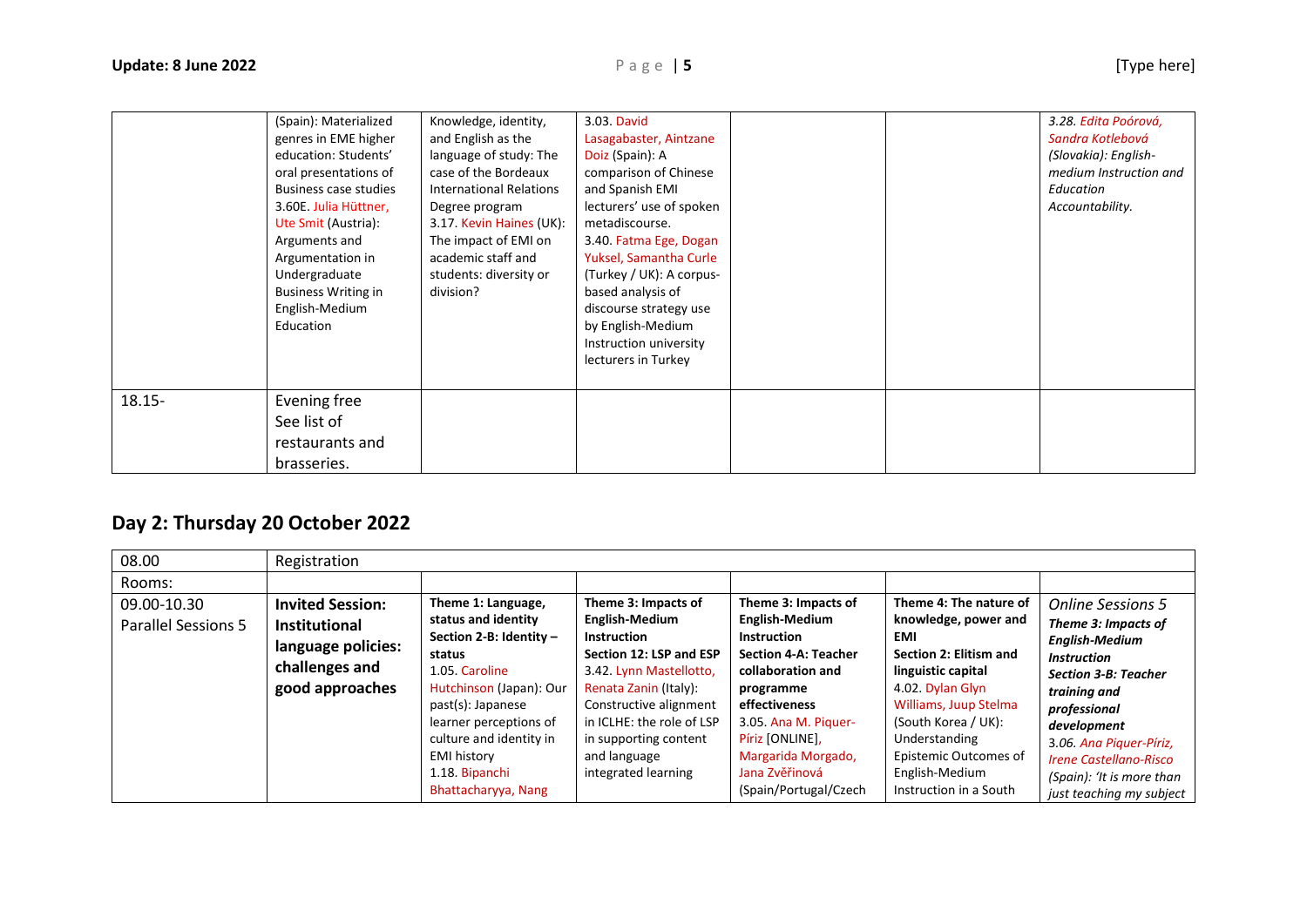| | (Spain): Materialized genres in EME higher education: Students' oral presentations of Business case studies 3.60E. Julia Hüttner, Ute Smit (Austria): Arguments and Argumentation in Undergraduate Business Writing in English-Medium Education | Knowledge, identity, and English as the language of study: The case of the Bordeaux International Relations Degree program 3.17. Kevin Haines (UK): The impact of EMI on academic staff and students: diversity or division? | 3.03. David Lasagabaster, Aintzane Doiz (Spain): A comparison of Chinese and Spanish EMI lecturers' use of spoken metadiscourse. 3.40. Fatma Ege, Dogan Yuksel, Samantha Curle (Turkey / UK): A corpus-based analysis of discourse strategy use by English-Medium Instruction university lecturers in Turkey | | | *3.28. Edita Poórová, Sandra Kotlebová (Slovakia): English-medium Instruction and Education Accountability.* |
|---|---|---|---|---|---|---|
| 18.15- | Evening free See list of restaurants and brasseries. | | | | | |

## Day 2: Thursday 20 October 2022

| 08.00 | Registration | | | | | |
|---|---|---|---|---|---|---|
| Rooms: | | | | | | |
| 09.00-10.30 Parallel Sessions 5 | **Invited Session: Institutional language policies: challenges and good approaches** | **Theme 1: Language, status and identity** **Section 2-B: Identity – status** 1.05. Caroline Hutchinson (Japan): Our past(s): Japanese learner perceptions of culture and identity in EMI history 1.18. Bipanchi Bhattacharyya, Nang | **Theme 3: Impacts of English-Medium Instruction** **Section 12: LSP and ESP** 3.42. Lynn Mastellotto, Renata Zanin (Italy): Constructive alignment in ICLHE: the role of LSP in supporting content and language integrated learning | **Theme 3: Impacts of English-Medium Instruction** **Section 4-A: Teacher collaboration and programme effectiveness** 3.05. Ana M. Piquer-Píriz [ONLINE], Margarida Morgado, Jana Zvěřinová (Spain/Portugal/Czech | **Theme 4: The nature of knowledge, power and EMI** **Section 2: Elitism and linguistic capital** 4.02. Dylan Glyn Williams, Juup Stelma (South Korea / UK): Understanding Epistemic Outcomes of English-Medium Instruction in a South | *Online Sessions 5* ***Theme 3: Impacts of English-Medium Instruction*** ***Section 3-B: Teacher training and professional development*** *3.06. Ana Piquer-Píriz, Irene Castellano-Risco (Spain): 'It is more than just teaching my subject* |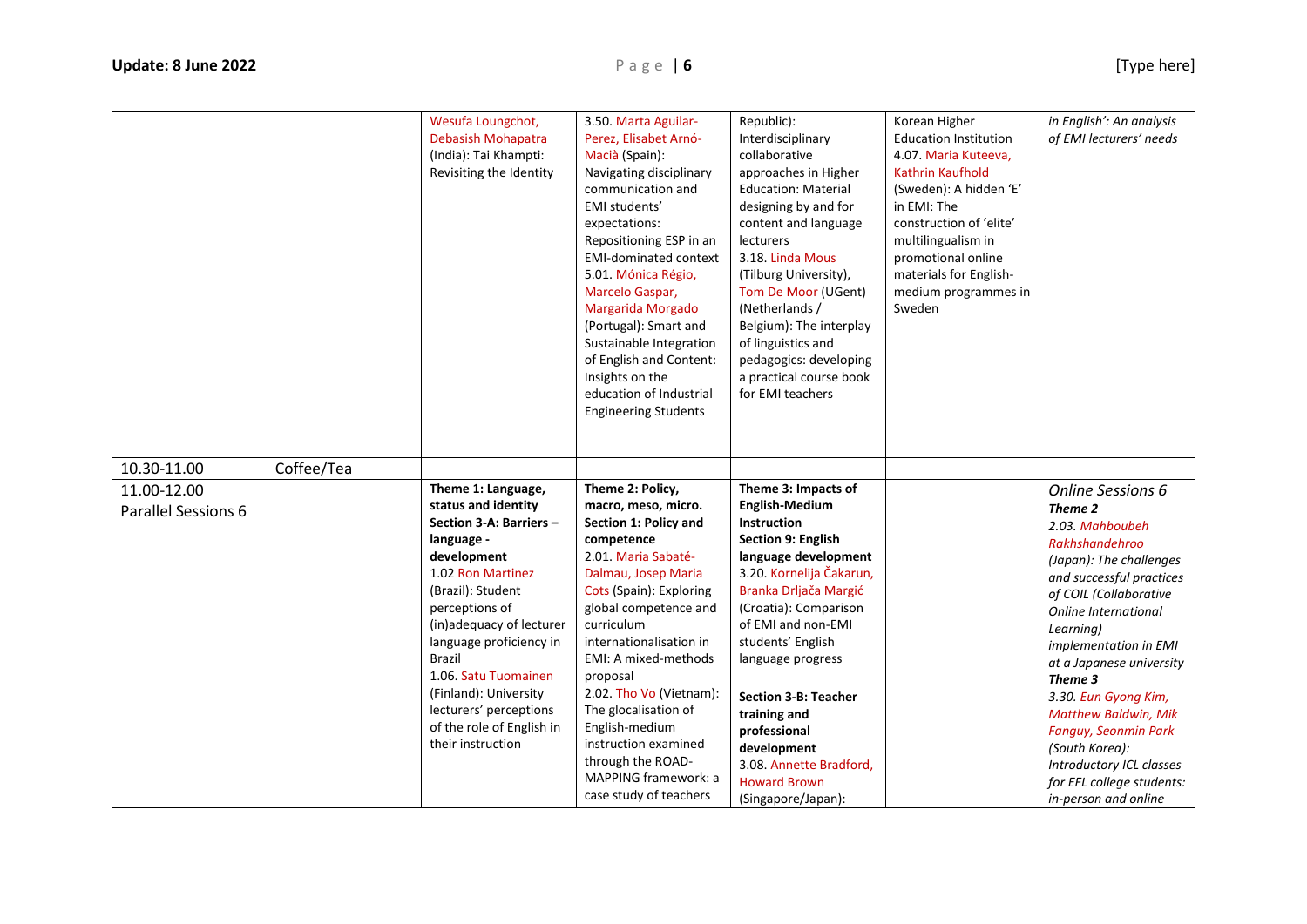| | | | | | | |
|---|---|---|---|---|---|---|
| | | Wesufa Loungchot, Debasish Mohapatra (India): Tai Khampti: Revisiting the Identity | 3.50. Marta Aguilar-Perez, Elisabet Arnó-Macià (Spain): Navigating disciplinary communication and EMI students' expectations: Repositioning ESP in an EMI-dominated context<br>5.01. Mónica Régio, Marcelo Gaspar, Margarida Morgado (Portugal): Smart and Sustainable Integration of English and Content: Insights on the education of Industrial Engineering Students | Republic): Interdisciplinary collaborative approaches in Higher Education: Material designing by and for content and language lecturers<br>3.18. Linda Mous (Tilburg University), Tom De Moor (UGent) (Netherlands / Belgium): The interplay of linguistics and pedagogics: developing a practical course book for EMI teachers | Korean Higher Education Institution<br>4.07. Maria Kuteeva, Kathrin Kaufhold (Sweden): A hidden 'E' in EMI: The construction of 'elite' multilingualism in promotional online materials for English-medium programmes in Sweden | *in English': An analysis of EMI lecturers' needs* |
| 10.30-11.00 | Coffee/Tea | | | | | |
| 11.00-12.00<br>Parallel Sessions 6 | | **Theme 1: Language, status and identity**<br>**Section 3-A: Barriers – language - development**<br>1.02 Ron Martinez (Brazil): Student perceptions of (in)adequacy of lecturer language proficiency in Brazil<br>1.06. Satu Tuomainen (Finland): University lecturers' perceptions of the role of English in their instruction | **Theme 2: Policy, macro, meso, micro.**<br>**Section 1: Policy and competence**<br>2.01. Maria Sabaté-Dalmau, Josep Maria Cots (Spain): Exploring global competence and curriculum internationalisation in EMI: A mixed-methods proposal<br>2.02. Tho Vo (Vietnam): The glocalisation of English-medium instruction examined through the ROAD-MAPPING framework: a case study of teachers | **Theme 3: Impacts of English-Medium Instruction**<br>**Section 9: English language development**<br>3.20. Kornelija Čakarun, Branka Drljača Margić (Croatia): Comparison of EMI and non-EMI students' English language progress<br>**Section 3-B: Teacher training and professional development**<br>3.08. Annette Bradford, Howard Brown (Singapore/Japan): | | *Online Sessions 6*<br>***Theme 2***<br>*2.03. Mahboubeh Rakhshandehroo (Japan): The challenges and successful practices of COIL (Collaborative Online International Learning) implementation in EMI at a Japanese university*<br>***Theme 3***<br>*3.30. Eun Gyong Kim, Matthew Baldwin, Mik Fanguy, Seonmin Park (South Korea): Introductory ICL classes for EFL college students: in-person and online* |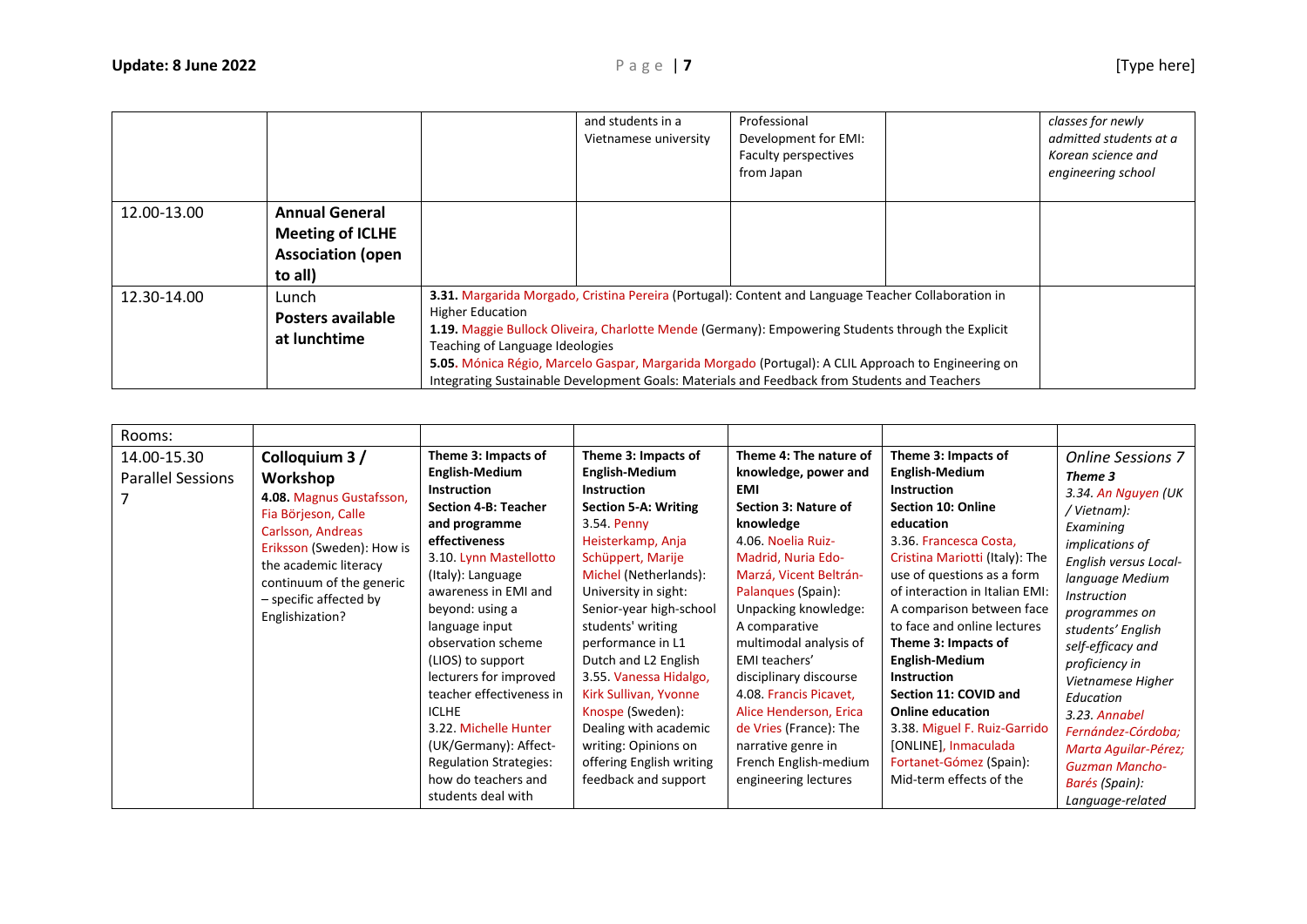| | | | and students in a Vietnamese university | Professional Development for EMI: Faculty perspectives from Japan | | *classes for newly admitted students at a Korean science and engineering school* |
|---|---|---|---|---|---|---|
| 12.00-13.00 | **Annual General Meeting of ICLHE Association (open to all)** | | | | | |
| 12.30-14.00 | Lunch **Posters available at lunchtime** | **3.31.** Margarida Morgado, Cristina Pereira (Portugal): Content and Language Teacher Collaboration in Higher Education **1.19.** Maggie Bullock Oliveira, Charlotte Mende (Germany): Empowering Students through the Explicit Teaching of Language Ideologies **5.05.** Mónica Régio, Marcelo Gaspar, Margarida Morgado (Portugal): A CLIL Approach to Engineering on Integrating Sustainable Development Goals: Materials and Feedback from Students and Teachers | | | | |

| Rooms: | | | | | | |
|---|---|---|---|---|---|---|
| 14.00-15.30 Parallel Sessions 7 | **Colloquium 3 / Workshop** **4.08.** Magnus Gustafsson, Fia Börjeson, Calle Carlsson, Andreas Eriksson (Sweden): How is the academic literacy continuum of the generic – specific affected by Englishization? | **Theme 3: Impacts of English-Medium Instruction** **Section 4-B: Teacher and programme effectiveness** 3.10. Lynn Mastellotto (Italy): Language awareness in EMI and beyond: using a language input observation scheme (LIOS) to support lecturers for improved teacher effectiveness in ICLHE 3.22. Michelle Hunter (UK/Germany): Affect-Regulation Strategies: how do teachers and students deal with | **Theme 3: Impacts of English-Medium Instruction** **Section 5-A: Writing** 3.54. Penny Heisterkamp, Anja Schüppert, Marije Michel (Netherlands): University in sight: Senior-year high-school students' writing performance in L1 Dutch and L2 English 3.55. Vanessa Hidalgo, Kirk Sullivan, Yvonne Knospe (Sweden): Dealing with academic writing: Opinions on offering English writing feedback and support | **Theme 4: The nature of knowledge, power and EMI** **Section 3: Nature of knowledge** 4.06. Noelia Ruiz-Madrid, Nuria Edo-Marzá, Vicent Beltrán-Palanques (Spain): Unpacking knowledge: A comparative multimodal analysis of EMI teachers' disciplinary discourse 4.08. Francis Picavet, Alice Henderson, Erica de Vries (France): The narrative genre in French English-medium engineering lectures | **Theme 3: Impacts of English-Medium Instruction** **Section 10: Online education** 3.36. Francesca Costa, Cristina Mariotti (Italy): The use of questions as a form of interaction in Italian EMI: A comparison between face to face and online lectures **Theme 3: Impacts of English-Medium Instruction** **Section 11: COVID and Online education** 3.38. Miguel F. Ruiz-Garrido [ONLINE], Inmaculada Fortanet-Gómez (Spain): Mid-term effects of the | *Online Sessions 7* ***Theme 3*** *3.34. An Nguyen (UK / Vietnam): Examining implications of English versus Local-language Medium Instruction programmes on students' English self-efficacy and proficiency in Vietnamese Higher Education* *3.23. Annabel Fernández-Córdoba; Marta Aguilar-Pérez; Guzman Mancho-Barés (Spain): Language-related* |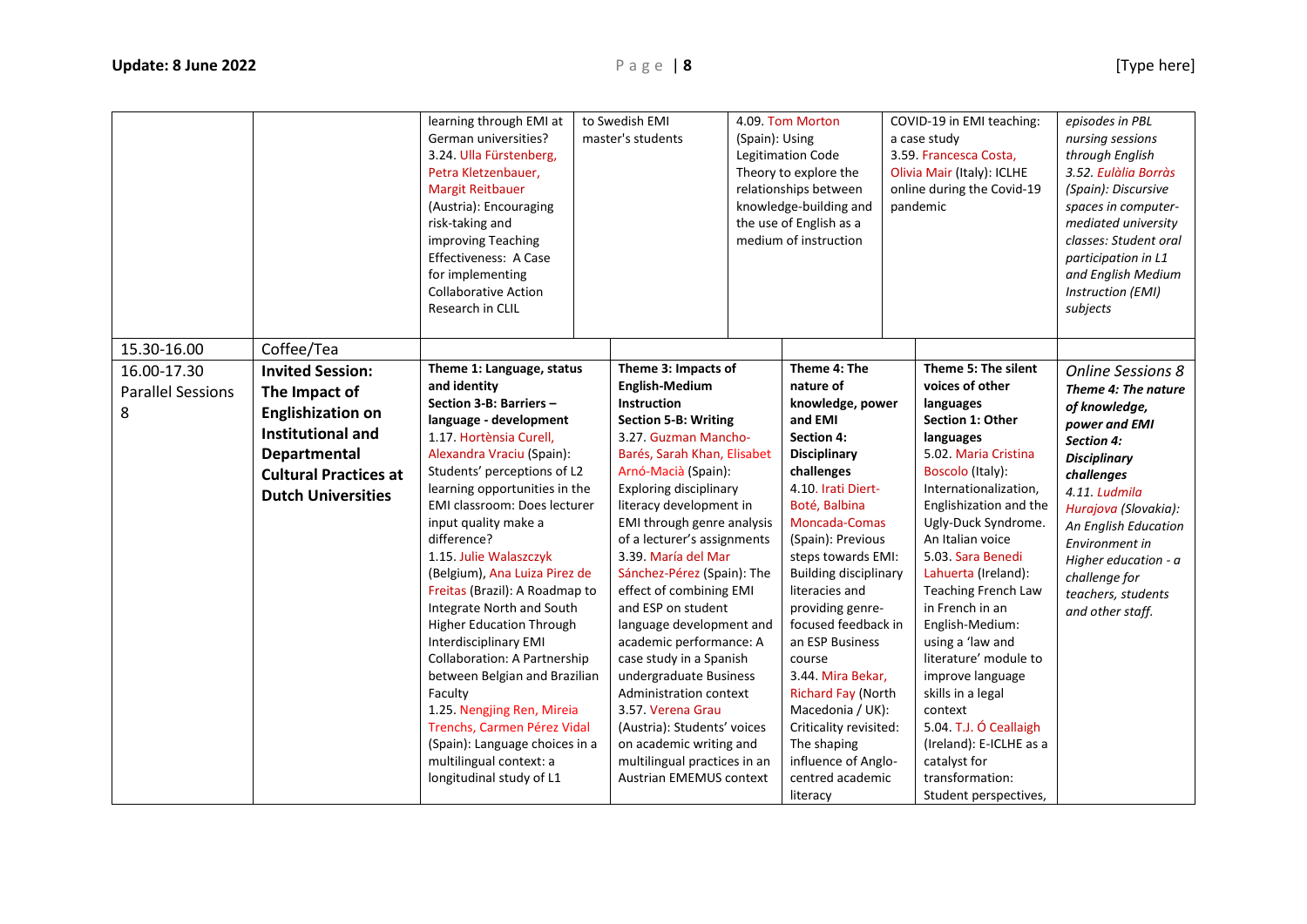| | | | | | | |
|---|---|---|---|---|---|---|
| | | learning through EMI at German universities? 3.24. Ulla Fürstenberg, Petra Kletzenbauer, Margit Reitbauer (Austria): Encouraging risk-taking and improving Teaching Effectiveness: A Case for implementing Collaborative Action Research in CLIL | to Swedish EMI master's students | 4.09. Tom Morton (Spain): Using Legitimation Code Theory to explore the relationships between knowledge-building and the use of English as a medium of instruction | COVID-19 in EMI teaching: a case study 3.59. Francesca Costa, Olivia Mair (Italy): ICLHE online during the Covid-19 pandemic | *episodes in PBL nursing sessions through English 3.52. Eulàlia Borràs (Spain): Discursive spaces in computer-mediated university classes: Student oral participation in L1 and English Medium Instruction (EMI) subjects* |
| 15.30-16.00 | Coffee/Tea | | | | | |
| 16.00-17.30 Parallel Sessions 8 | **Invited Session: The Impact of Englishization on Institutional and Departmental Cultural Practices at Dutch Universities** | **Theme 1: Language, status and identity** **Section 3-B: Barriers – language - development** 1.17. Hortènsia Curell, Alexandra Vraciu (Spain): Students' perceptions of L2 learning opportunities in the EMI classroom: Does lecturer input quality make a difference? 1.15. Julie Walaszczyk (Belgium), Ana Luiza Pirez de Freitas (Brazil): A Roadmap to Integrate North and South Higher Education Through Interdisciplinary EMI Collaboration: A Partnership between Belgian and Brazilian Faculty 1.25. Nengjing Ren, Mireia Trenchs, Carmen Pérez Vidal (Spain): Language choices in a multilingual context: a longitudinal study of L1 | **Theme 3: Impacts of English-Medium Instruction** **Section 5-B: Writing** 3.27. Guzman Mancho-Barés, Sarah Khan, Elisabet Arnó-Macià (Spain): Exploring disciplinary literacy development in EMI through genre analysis of a lecturer's assignments 3.39. María del Mar Sánchez-Pérez (Spain): The effect of combining EMI and ESP on student language development and academic performance: A case study in a Spanish undergraduate Business Administration context 3.57. Verena Grau (Austria): Students' voices on academic writing and multilingual practices in an Austrian EMEMUS context | **Theme 4: The nature of knowledge, power and EMI** **Section 4: Disciplinary challenges** 4.10. Irati Diert-Boté, Balbina Moncada-Comas (Spain): Previous steps towards EMI: Building disciplinary literacies and providing genre-focused feedback in an ESP Business course 3.44. Mira Bekar, Richard Fay (North Macedonia / UK): Criticality revisited: The shaping influence of Anglo-centred academic literacy | **Theme 5: The silent voices of other languages** **Section 1: Other languages** 5.02. Maria Cristina Boscolo (Italy): Internationalization, Englishization and the Ugly-Duck Syndrome. An Italian voice 5.03. Sara Benedi Lahuerta (Ireland): Teaching French Law in French in an English-Medium: using a 'law and literature' module to improve language skills in a legal context 5.04. T.J. Ó Ceallaigh (Ireland): E-ICLHE as a catalyst for transformation: Student perspectives, | *Online Sessions 8* ***Theme 4: The nature of knowledge, power and EMI*** ***Section 4: Disciplinary challenges*** *4.11. Ludmila Hurajova (Slovakia): An English Education Environment in Higher education - a challenge for teachers, students and other staff.* |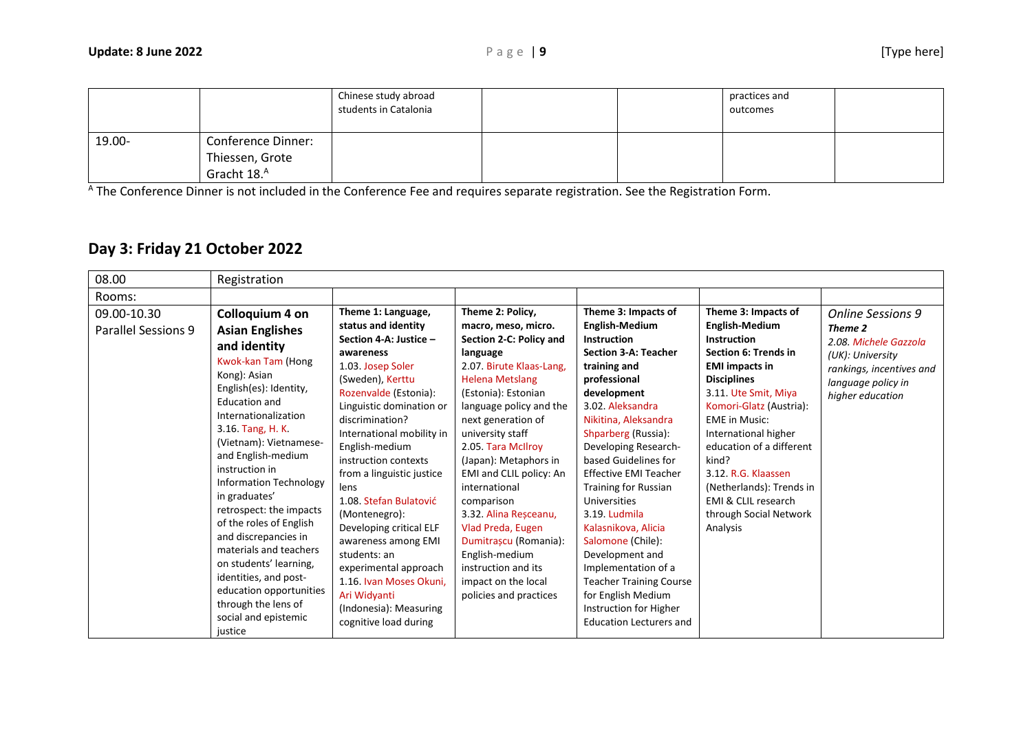| | | Chinese study abroad students in Catalonia | | | practices and outcomes | |
|---|---|---|---|---|---|---|
| 19.00- | Conference Dinner: Thiessen, Grote Gracht 18.[A] | | | | | |

[A] The Conference Dinner is not included in the Conference Fee and requires separate registration. See the Registration Form.

## Day 3: Friday 21 October 2022

| 08.00 | Registration | | | | | |
|---|---|---|---|---|---|---|
| Rooms: | | | | | | |
| 09.00-10.30 Parallel Sessions 9 | **Colloquium 4 on Asian Englishes and identity** Kwok-kan Tam (Hong Kong): Asian English(es): Identity, Education and Internationalization 3.16. Tang, H. K. (Vietnam): Vietnamese- and English-medium instruction in Information Technology in graduates' retrospect: the impacts of the roles of English and discrepancies in materials and teachers on students' learning, identities, and post-education opportunities through the lens of social and epistemic justice | **Theme 1: Language, status and identity** **Section 4-A: Justice – awareness** 1.03. Josep Soler (Sweden), Kerttu Rozenvalde (Estonia): Linguistic domination or discrimination? International mobility in English-medium instruction contexts from a linguistic justice lens 1.08. Stefan Bulatović (Montenegro): Developing critical ELF awareness among EMI students: an experimental approach 1.16. Ivan Moses Okuni, Ari Widyanti (Indonesia): Measuring cognitive load during | **Theme 2: Policy, macro, meso, micro.** **Section 2-C: Policy and language** 2.07. Birute Klaas-Lang, Helena Metslang (Estonia): Estonian language policy and the next generation of university staff 2.05. Tara McIlroy (Japan): Metaphors in EMI and CLIL policy: An international comparison 3.32. Alina Reșceanu, Vlad Preda, Eugen Dumitrașcu (Romania): English-medium instruction and its impact on the local policies and practices | **Theme 3: Impacts of English-Medium Instruction** **Section 3-A: Teacher training and professional development** 3.02. Aleksandra Nikitina, Aleksandra Shparberg (Russia): Developing Research-based Guidelines for Effective EMI Teacher Training for Russian Universities 3.19. Ludmila Kalasnikova, Alicia Salomone (Chile): Development and Implementation of a Teacher Training Course for English Medium Instruction for Higher Education Lecturers and | **Theme 3: Impacts of English-Medium Instruction** **Section 6: Trends in EMI impacts in Disciplines** 3.11. Ute Smit, Miya Komori-Glatz (Austria): EME in Music: International higher education of a different kind? 3.12. R.G. Klaassen (Netherlands): Trends in EMI & CLIL research through Social Network Analysis | *Online Sessions 9* ***Theme 2*** *2.08. Michele Gazzola (UK): University rankings, incentives and language policy in higher education* |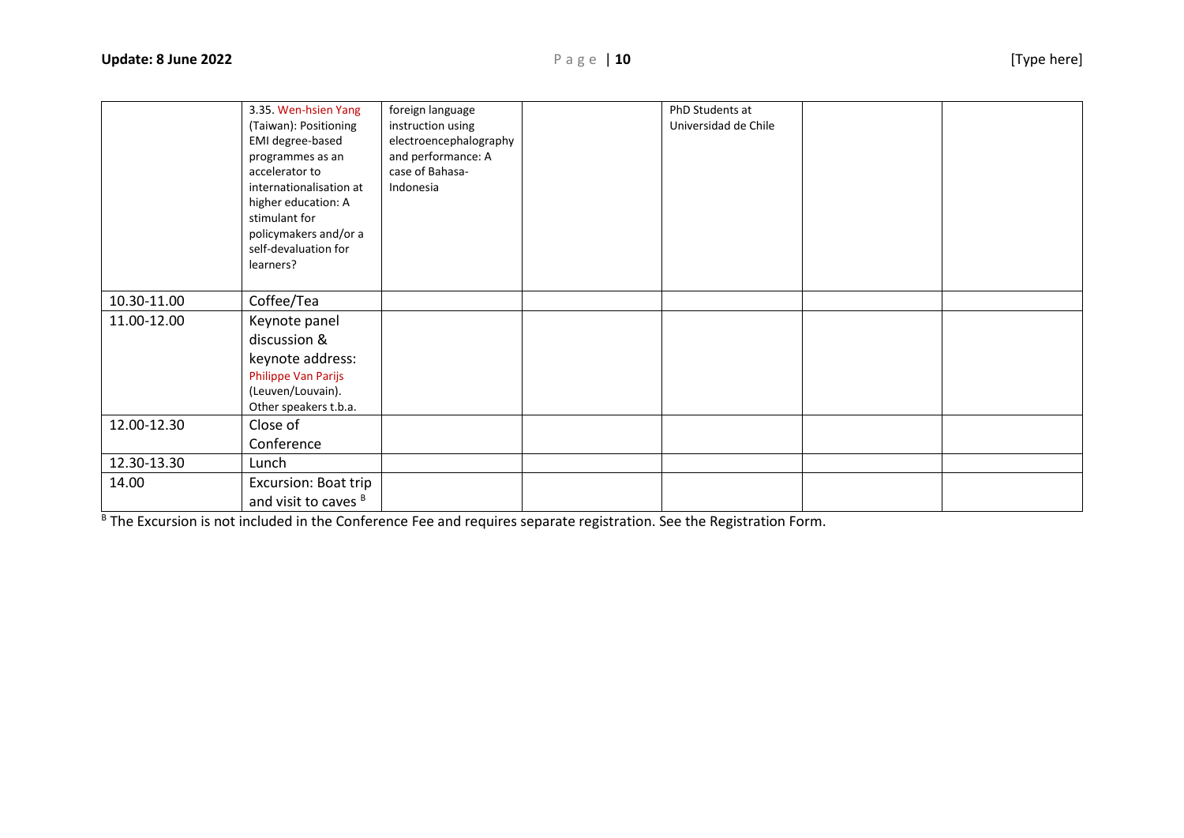| | | | | | | |
|---|---|---|---|---|---|---|
| | 3.35. Wen-hsien Yang (Taiwan): Positioning EMI degree-based programmes as an accelerator to internationalisation at higher education: A stimulant for policymakers and/or a self-devaluation for learners? | foreign language instruction using electroencephalography and performance: A case of Bahasa-Indonesia | | PhD Students at Universidad de Chile | | |
| 10.30-11.00 | Coffee/Tea | | | | | |
| 11.00-12.00 | Keynote panel discussion & keynote address: Philippe Van Parijs (Leuven/Louvain). Other speakers t.b.a. | | | | | |
| 12.00-12.30 | Close of Conference | | | | | |
| 12.30-13.30 | Lunch | | | | | |
| 14.00 | Excursion: Boat trip and visit to caves [B] | | | | | |

[B] The Excursion is not included in the Conference Fee and requires separate registration. See the Registration Form.